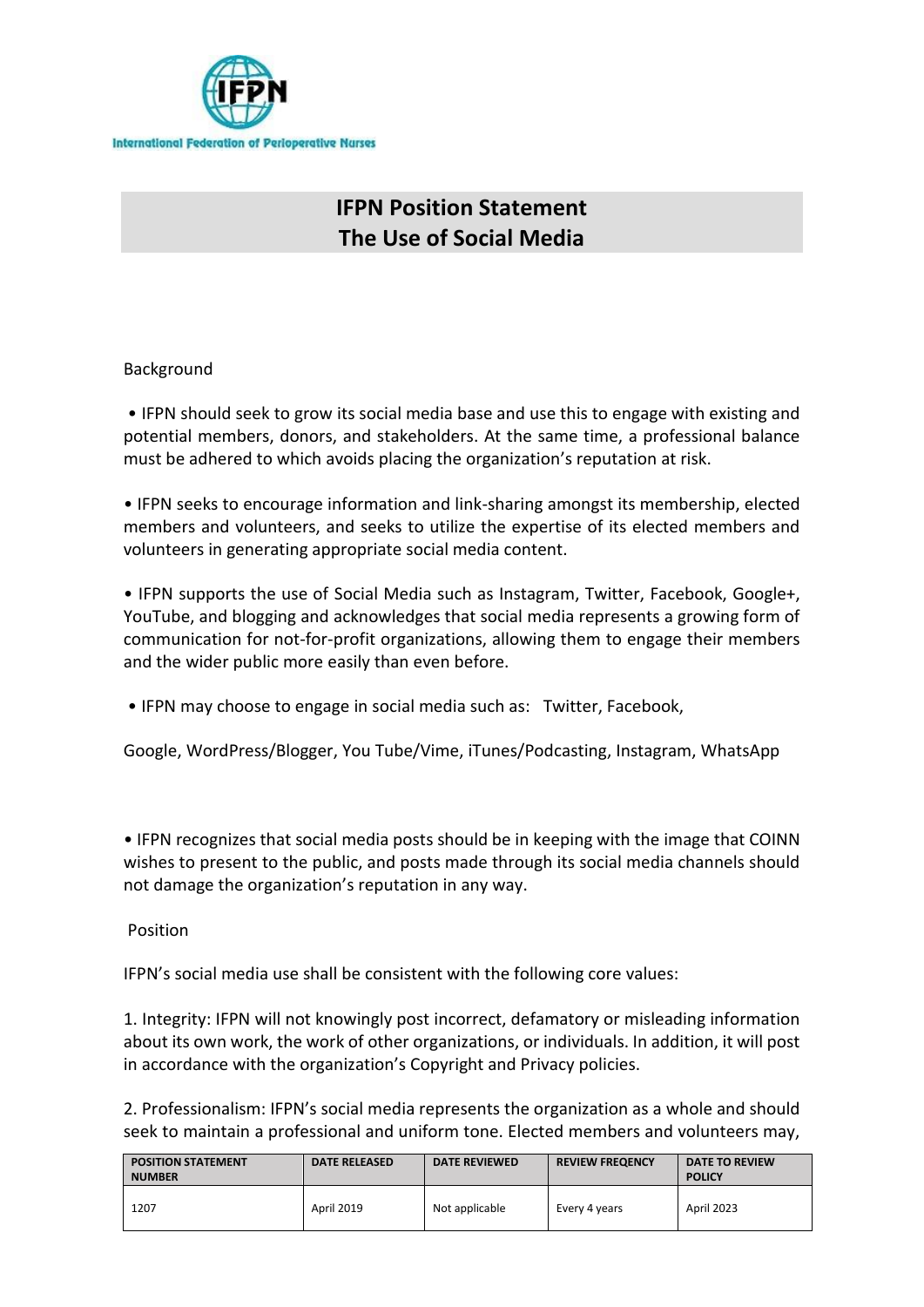International Federation of Perioperative Nurses

# IFPN Position Statement
# The Use of Social Media

## Background

- IFPN should seek to grow its social media base and use this to engage with existing and potential members, donors, and stakeholders. At the same time, a professional balance must be adhered to which avoids placing the organization's reputation at risk.

- IFPN seeks to encourage information and link-sharing amongst its membership, elected members and volunteers, and seeks to utilize the expertise of its elected members and volunteers in generating appropriate social media content.

- IFPN supports the use of Social Media such as Instagram, Twitter, Facebook, Google+, YouTube, and blogging and acknowledges that social media represents a growing form of communication for not-for-profit organizations, allowing them to engage their members and the wider public more easily than even before.

- IFPN may choose to engage in social media such as: Twitter, Facebook,

Google, WordPress/Blogger, You Tube/Vime, iTunes/Podcasting, Instagram, WhatsApp

- IFPN recognizes that social media posts should be in keeping with the image that COINN wishes to present to the public, and posts made through its social media channels should not damage the organization's reputation in any way.

## Position

IFPN's social media use shall be consistent with the following core values:

1. Integrity: IFPN will not knowingly post incorrect, defamatory or misleading information about its own work, the work of other organizations, or individuals. In addition, it will post in accordance with the organization's Copyright and Privacy policies.

2. Professionalism: IFPN's social media represents the organization as a whole and should seek to maintain a professional and uniform tone. Elected members and volunteers may,

| POSITION STATEMENT NUMBER | DATE RELEASED | DATE REVIEWED | REVIEW FREQENCY | DATE TO REVIEW POLICY |
|---|---|---|---|---|
| 1207 | April 2019 | Not applicable | Every 4 years | April 2023 |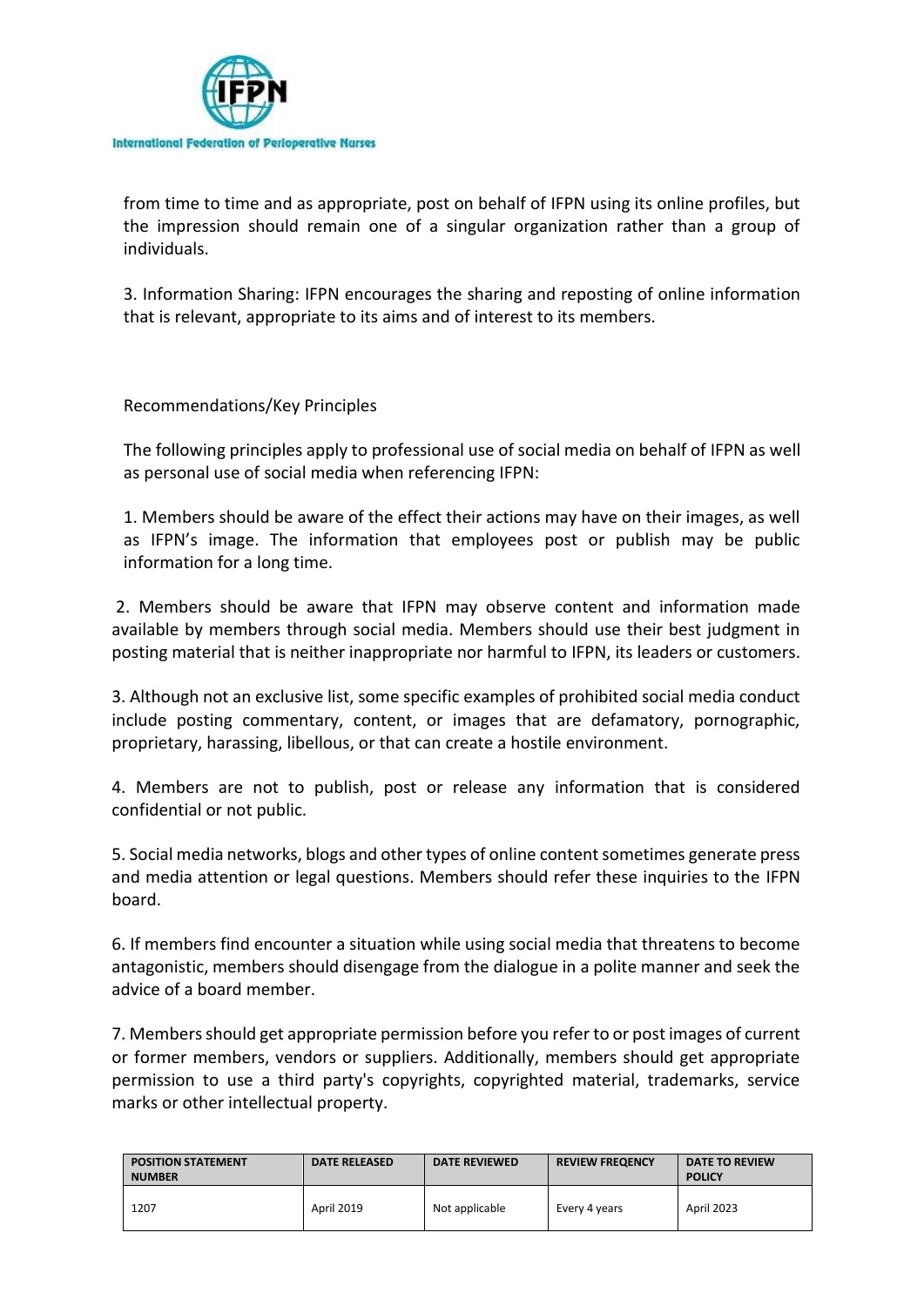from time to time and as appropriate, post on behalf of IFPN using its online profiles, but the impression should remain one of a singular organization rather than a group of individuals.

3. Information Sharing: IFPN encourages the sharing and reposting of online information that is relevant, appropriate to its aims and of interest to its members.

Recommendations/Key Principles

The following principles apply to professional use of social media on behalf of IFPN as well as personal use of social media when referencing IFPN:

1. Members should be aware of the effect their actions may have on their images, as well as IFPN's image. The information that employees post or publish may be public information for a long time.

2. Members should be aware that IFPN may observe content and information made available by members through social media. Members should use their best judgment in posting material that is neither inappropriate nor harmful to IFPN, its leaders or customers.

3. Although not an exclusive list, some specific examples of prohibited social media conduct include posting commentary, content, or images that are defamatory, pornographic, proprietary, harassing, libellous, or that can create a hostile environment.

4. Members are not to publish, post or release any information that is considered confidential or not public.

5. Social media networks, blogs and other types of online content sometimes generate press and media attention or legal questions. Members should refer these inquiries to the IFPN board.

6. If members find encounter a situation while using social media that threatens to become antagonistic, members should disengage from the dialogue in a polite manner and seek the advice of a board member.

7. Members should get appropriate permission before you refer to or post images of current or former members, vendors or suppliers. Additionally, members should get appropriate permission to use a third party's copyrights, copyrighted material, trademarks, service marks or other intellectual property.

| POSITION STATEMENT NUMBER | DATE RELEASED | DATE REVIEWED | REVIEW FREQENCY | DATE TO REVIEW POLICY |
|---|---|---|---|---|
| 1207 | April 2019 | Not applicable | Every 4 years | April 2023 |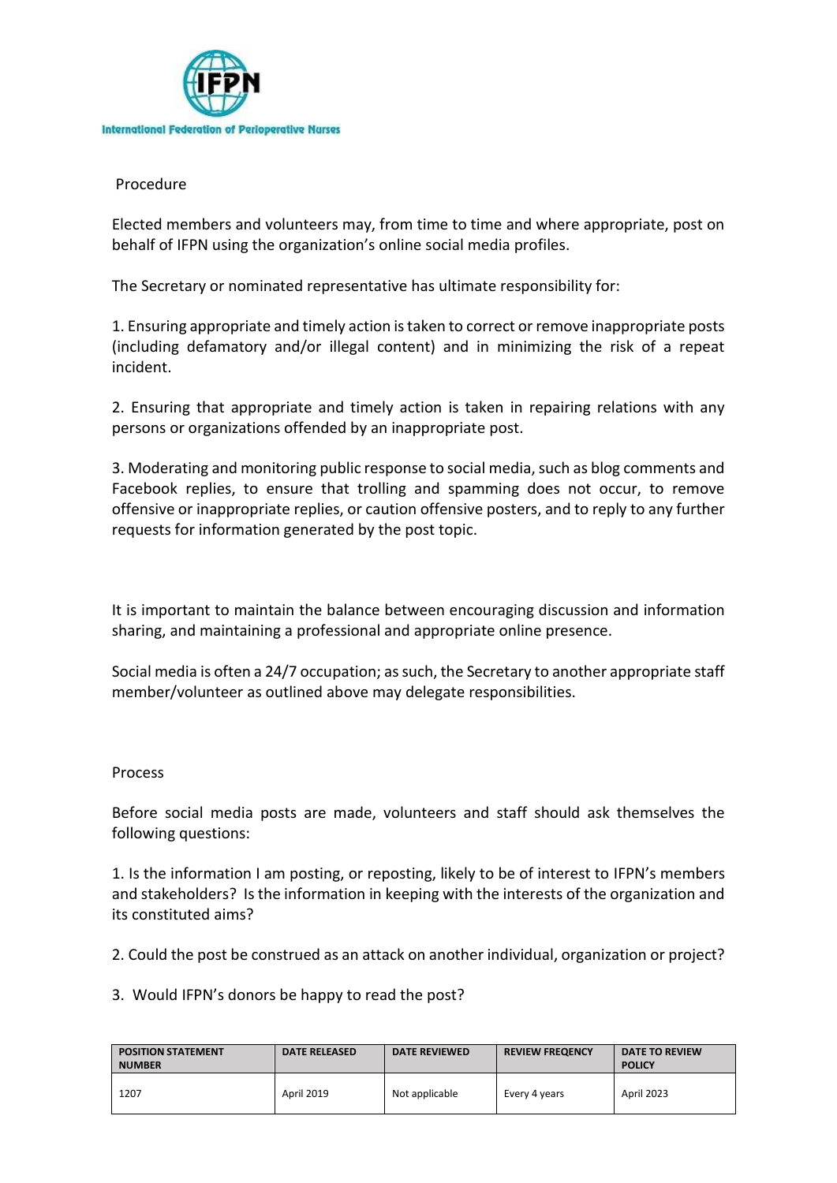## Procedure

Elected members and volunteers may, from time to time and where appropriate, post on behalf of IFPN using the organization's online social media profiles.

The Secretary or nominated representative has ultimate responsibility for:

1. Ensuring appropriate and timely action is taken to correct or remove inappropriate posts (including defamatory and/or illegal content) and in minimizing the risk of a repeat incident.

2. Ensuring that appropriate and timely action is taken in repairing relations with any persons or organizations offended by an inappropriate post.

3. Moderating and monitoring public response to social media, such as blog comments and Facebook replies, to ensure that trolling and spamming does not occur, to remove offensive or inappropriate replies, or caution offensive posters, and to reply to any further requests for information generated by the post topic.

It is important to maintain the balance between encouraging discussion and information sharing, and maintaining a professional and appropriate online presence.

Social media is often a 24/7 occupation; as such, the Secretary to another appropriate staff member/volunteer as outlined above may delegate responsibilities.

## Process

Before social media posts are made, volunteers and staff should ask themselves the following questions:

1. Is the information I am posting, or reposting, likely to be of interest to IFPN's members and stakeholders? Is the information in keeping with the interests of the organization and its constituted aims?

2. Could the post be construed as an attack on another individual, organization or project?

3. Would IFPN's donors be happy to read the post?

| POSITION STATEMENT NUMBER | DATE RELEASED | DATE REVIEWED | REVIEW FREQENCY | DATE TO REVIEW POLICY |
|---|---|---|---|---|
| 1207 | April 2019 | Not applicable | Every 4 years | April 2023 |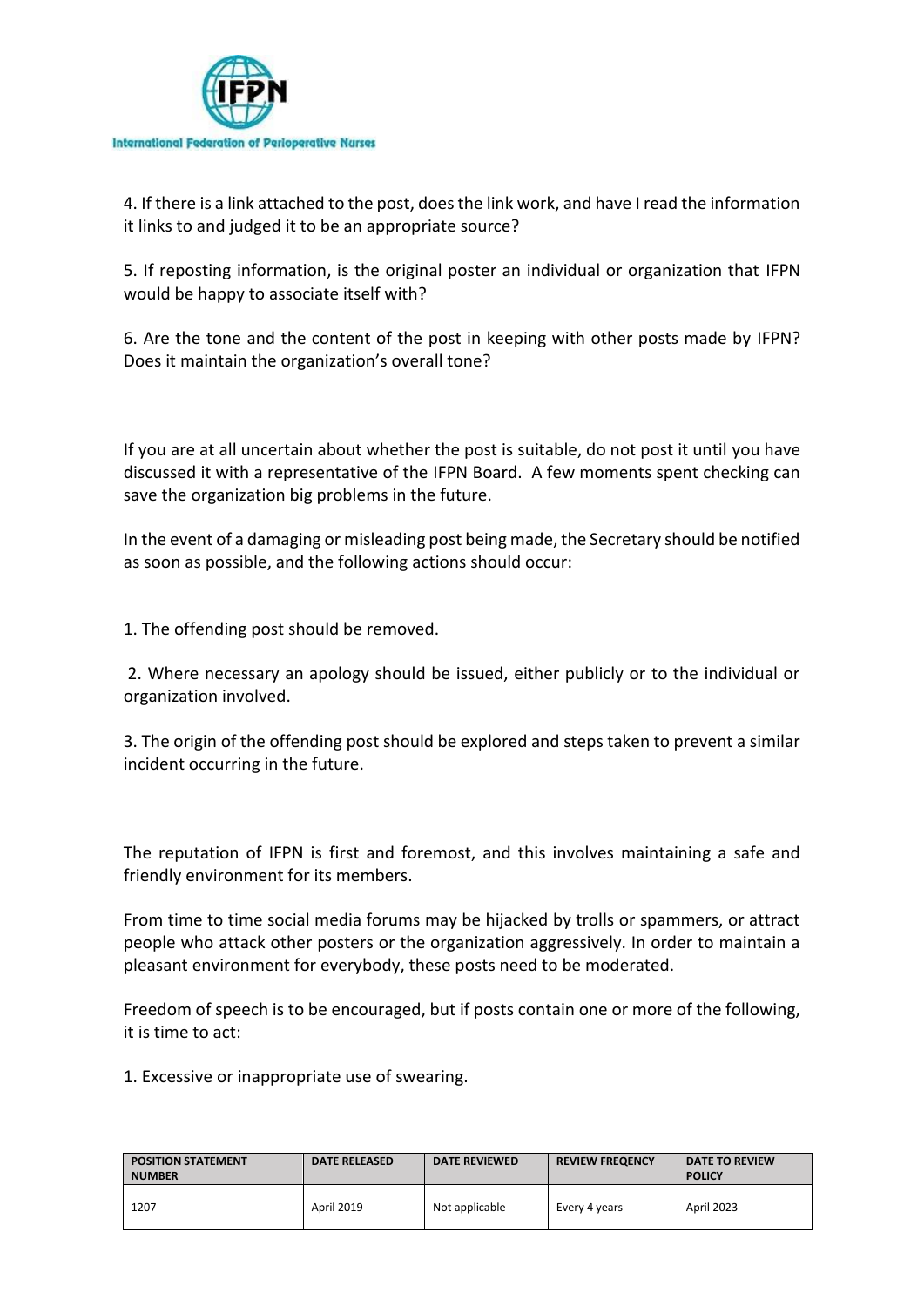4. If there is a link attached to the post, does the link work, and have I read the information it links to and judged it to be an appropriate source?

5. If reposting information, is the original poster an individual or organization that IFPN would be happy to associate itself with?

6. Are the tone and the content of the post in keeping with other posts made by IFPN? Does it maintain the organization's overall tone?

If you are at all uncertain about whether the post is suitable, do not post it until you have discussed it with a representative of the IFPN Board. A few moments spent checking can save the organization big problems in the future.

In the event of a damaging or misleading post being made, the Secretary should be notified as soon as possible, and the following actions should occur:

1. The offending post should be removed.

2. Where necessary an apology should be issued, either publicly or to the individual or organization involved.

3. The origin of the offending post should be explored and steps taken to prevent a similar incident occurring in the future.

The reputation of IFPN is first and foremost, and this involves maintaining a safe and friendly environment for its members.

From time to time social media forums may be hijacked by trolls or spammers, or attract people who attack other posters or the organization aggressively. In order to maintain a pleasant environment for everybody, these posts need to be moderated.

Freedom of speech is to be encouraged, but if posts contain one or more of the following, it is time to act:

1. Excessive or inappropriate use of swearing.

| POSITION STATEMENT NUMBER | DATE RELEASED | DATE REVIEWED | REVIEW FREQENCY | DATE TO REVIEW POLICY |
|---|---|---|---|---|
| 1207 | April 2019 | Not applicable | Every 4 years | April 2023 |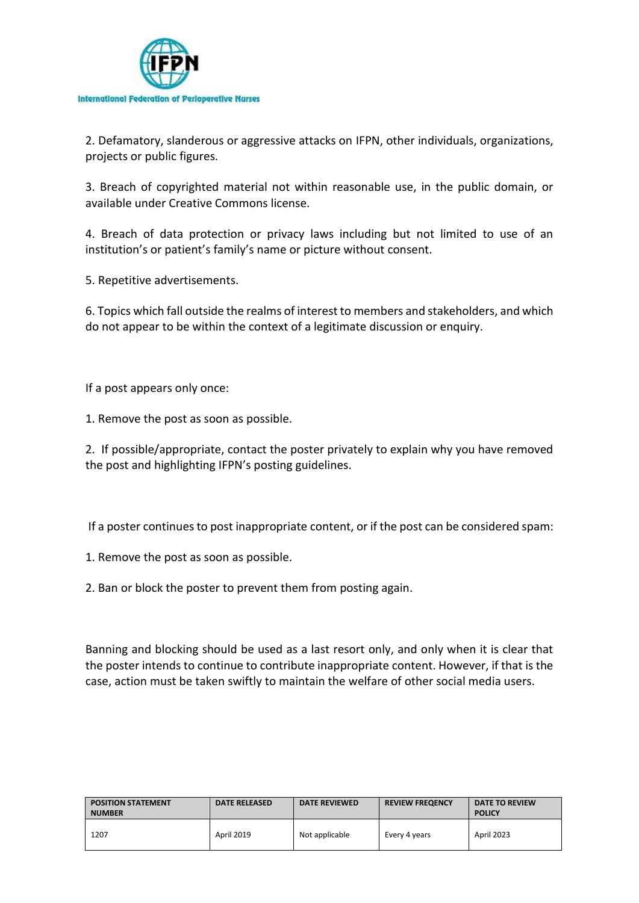2. Defamatory, slanderous or aggressive attacks on IFPN, other individuals, organizations, projects or public figures.

3. Breach of copyrighted material not within reasonable use, in the public domain, or available under Creative Commons license.

4. Breach of data protection or privacy laws including but not limited to use of an institution's or patient's family's name or picture without consent.

5. Repetitive advertisements.

6. Topics which fall outside the realms of interest to members and stakeholders, and which do not appear to be within the context of a legitimate discussion or enquiry.

If a post appears only once:

1. Remove the post as soon as possible.

2. If possible/appropriate, contact the poster privately to explain why you have removed the post and highlighting IFPN's posting guidelines.

If a poster continues to post inappropriate content, or if the post can be considered spam:

1. Remove the post as soon as possible.

2. Ban or block the poster to prevent them from posting again.

Banning and blocking should be used as a last resort only, and only when it is clear that the poster intends to continue to contribute inappropriate content. However, if that is the case, action must be taken swiftly to maintain the welfare of other social media users.

| POSITION STATEMENT NUMBER | DATE RELEASED | DATE REVIEWED | REVIEW FREQENCY | DATE TO REVIEW POLICY |
|---|---|---|---|---|
| 1207 | April 2019 | Not applicable | Every 4 years | April 2023 |